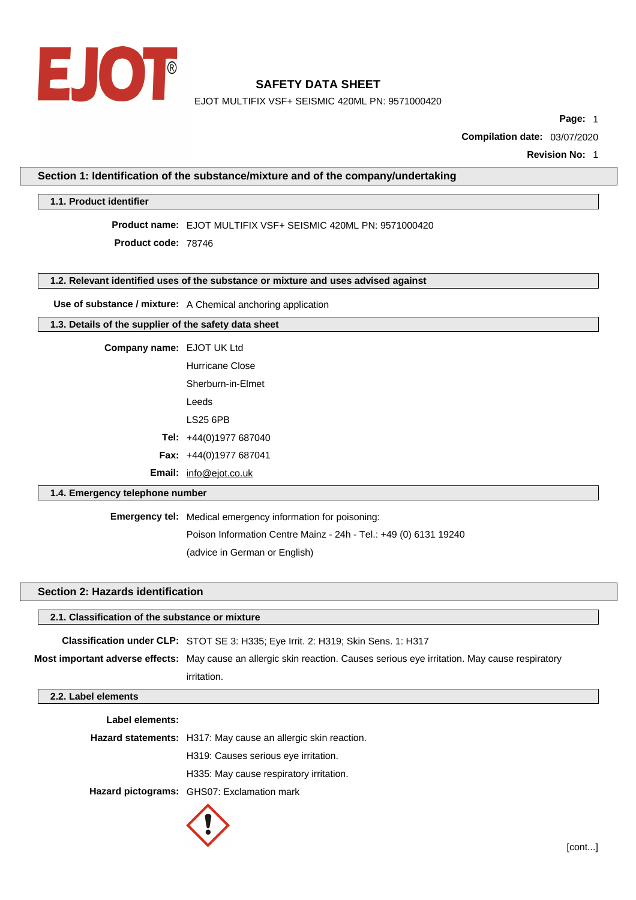# SAFETY DATA SHEET

EJOT MULTIFIX VSF+ SEISMIC 420ML PN: 9571000420

**Compilation date:** 03/07/2020

**Revision No:** 1

## Section 1: Identification of the substance/mixture and of the company/undertaking

### 1.1. Product identifier

**Product name:** EJOT MULTIFIX VSF+ SEISMIC 420ML PN: 9571000420

**Product code:** 78746

### 1.2. Relevant identified uses of the substance or mixture and uses advised against

**Use of substance / mixture:** A Chemical anchoring application

### 1.3. Details of the supplier of the safety data sheet

**Company name:** EJOT UK Ltd
Hurricane Close
Sherburn-in-Elmet
Leeds
LS25 6PB

**Tel:** +44(0)1977 687040

**Fax:** +44(0)1977 687041

**Email:** info@ejot.co.uk

### 1.4. Emergency telephone number

**Emergency tel:** Medical emergency information for poisoning:
Poison Information Centre Mainz - 24h - Tel.: +49 (0) 6131 19240
(advice in German or English)

## Section 2: Hazards identification

### 2.1. Classification of the substance or mixture

**Classification under CLP:** STOT SE 3: H335; Eye Irrit. 2: H319; Skin Sens. 1: H317

**Most important adverse effects:** May cause an allergic skin reaction. Causes serious eye irritation. May cause respiratory irritation.

### 2.2. Label elements

**Label elements:**

**Hazard statements:** H317: May cause an allergic skin reaction.
H319: Causes serious eye irritation.
H335: May cause respiratory irritation.

**Hazard pictograms:** GHS07: Exclamation mark

[cont...]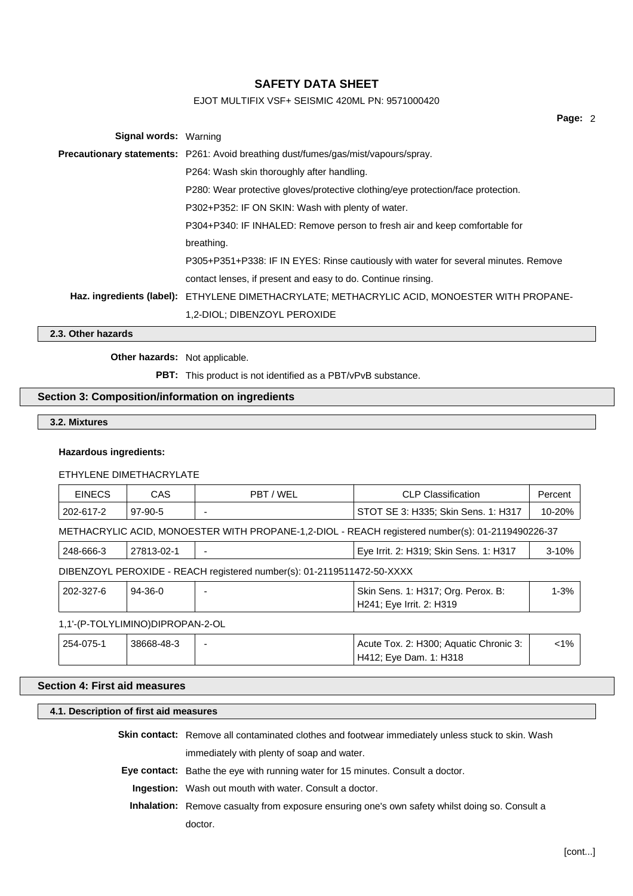**Signal words:** Warning

**Precautionary statements:** P261: Avoid breathing dust/fumes/gas/mist/vapours/spray.

P264: Wash skin thoroughly after handling.

P280: Wear protective gloves/protective clothing/eye protection/face protection.

P302+P352: IF ON SKIN: Wash with plenty of water.

P304+P340: IF INHALED: Remove person to fresh air and keep comfortable for breathing.

P305+P351+P338: IF IN EYES: Rinse cautiously with water for several minutes. Remove contact lenses, if present and easy to do. Continue rinsing.

**Haz. ingredients (label):** ETHYLENE DIMETHACRYLATE; METHACRYLIC ACID, MONOESTER WITH PROPANE-1,2-DIOL; DIBENZOYL PEROXIDE

### 2.3. Other hazards

**Other hazards:** Not applicable.

**PBT:** This product is not identified as a PBT/vPvB substance.

## Section 3: Composition/information on ingredients

### 3.2. Mixtures

**Hazardous ingredients:**

ETHYLENE DIMETHACRYLATE

| EINECS | CAS | PBT / WEL | CLP Classification | Percent |
|---|---|---|---|---|
| 202-617-2 | 97-90-5 | - | STOT SE 3: H335; Skin Sens. 1: H317 | 10-20% |

METHACRYLIC ACID, MONOESTER WITH PROPANE-1,2-DIOL - REACH registered number(s): 01-2119490226-37

| EINECS | CAS | PBT / WEL | CLP Classification | Percent |
|---|---|---|---|---|
| 248-666-3 | 27813-02-1 | - | Eye Irrit. 2: H319; Skin Sens. 1: H317 | 3-10% |

DIBENZOYL PEROXIDE - REACH registered number(s): 01-2119511472-50-XXXX

| EINECS | CAS | PBT / WEL | CLP Classification | Percent |
|---|---|---|---|---|
| 202-327-6 | 94-36-0 | - | Skin Sens. 1: H317; Org. Perox. B: H241; Eye Irrit. 2: H319 | 1-3% |

1,1'-(P-TOLYLIMINO)DIPROPAN-2-OL

| EINECS | CAS | PBT / WEL | CLP Classification | Percent |
|---|---|---|---|---|
| 254-075-1 | 38668-48-3 | - | Acute Tox. 2: H300; Aquatic Chronic 3: H412; Eye Dam. 1: H318 | <1% |

## Section 4: First aid measures

### 4.1. Description of first aid measures

**Skin contact:** Remove all contaminated clothes and footwear immediately unless stuck to skin. Wash immediately with plenty of soap and water.

**Eye contact:** Bathe the eye with running water for 15 minutes. Consult a doctor.

**Ingestion:** Wash out mouth with water. Consult a doctor.

**Inhalation:** Remove casualty from exposure ensuring one's own safety whilst doing so. Consult a doctor.

[cont...]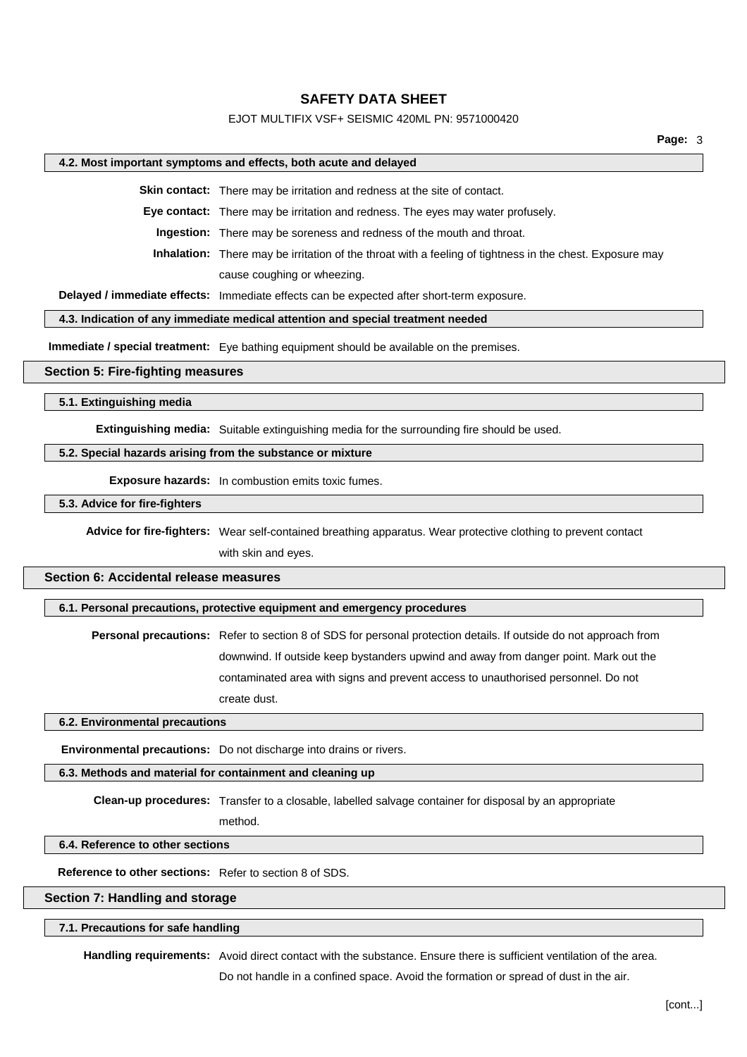### 4.2. Most important symptoms and effects, both acute and delayed

**Skin contact:** There may be irritation and redness at the site of contact.

**Eye contact:** There may be irritation and redness. The eyes may water profusely.

**Ingestion:** There may be soreness and redness of the mouth and throat.

**Inhalation:** There may be irritation of the throat with a feeling of tightness in the chest. Exposure may cause coughing or wheezing.

**Delayed / immediate effects:** Immediate effects can be expected after short-term exposure.

### 4.3. Indication of any immediate medical attention and special treatment needed

**Immediate / special treatment:** Eye bathing equipment should be available on the premises.

## Section 5: Fire-fighting measures

### 5.1. Extinguishing media

**Extinguishing media:** Suitable extinguishing media for the surrounding fire should be used.

### 5.2. Special hazards arising from the substance or mixture

**Exposure hazards:** In combustion emits toxic fumes.

### 5.3. Advice for fire-fighters

**Advice for fire-fighters:** Wear self-contained breathing apparatus. Wear protective clothing to prevent contact with skin and eyes.

## Section 6: Accidental release measures

### 6.1. Personal precautions, protective equipment and emergency procedures

**Personal precautions:** Refer to section 8 of SDS for personal protection details. If outside do not approach from downwind. If outside keep bystanders upwind and away from danger point. Mark out the contaminated area with signs and prevent access to unauthorised personnel. Do not create dust.

### 6.2. Environmental precautions

**Environmental precautions:** Do not discharge into drains or rivers.

### 6.3. Methods and material for containment and cleaning up

**Clean-up procedures:** Transfer to a closable, labelled salvage container for disposal by an appropriate method.

### 6.4. Reference to other sections

**Reference to other sections:** Refer to section 8 of SDS.

## Section 7: Handling and storage

### 7.1. Precautions for safe handling

**Handling requirements:** Avoid direct contact with the substance. Ensure there is sufficient ventilation of the area. Do not handle in a confined space. Avoid the formation or spread of dust in the air.

[cont...]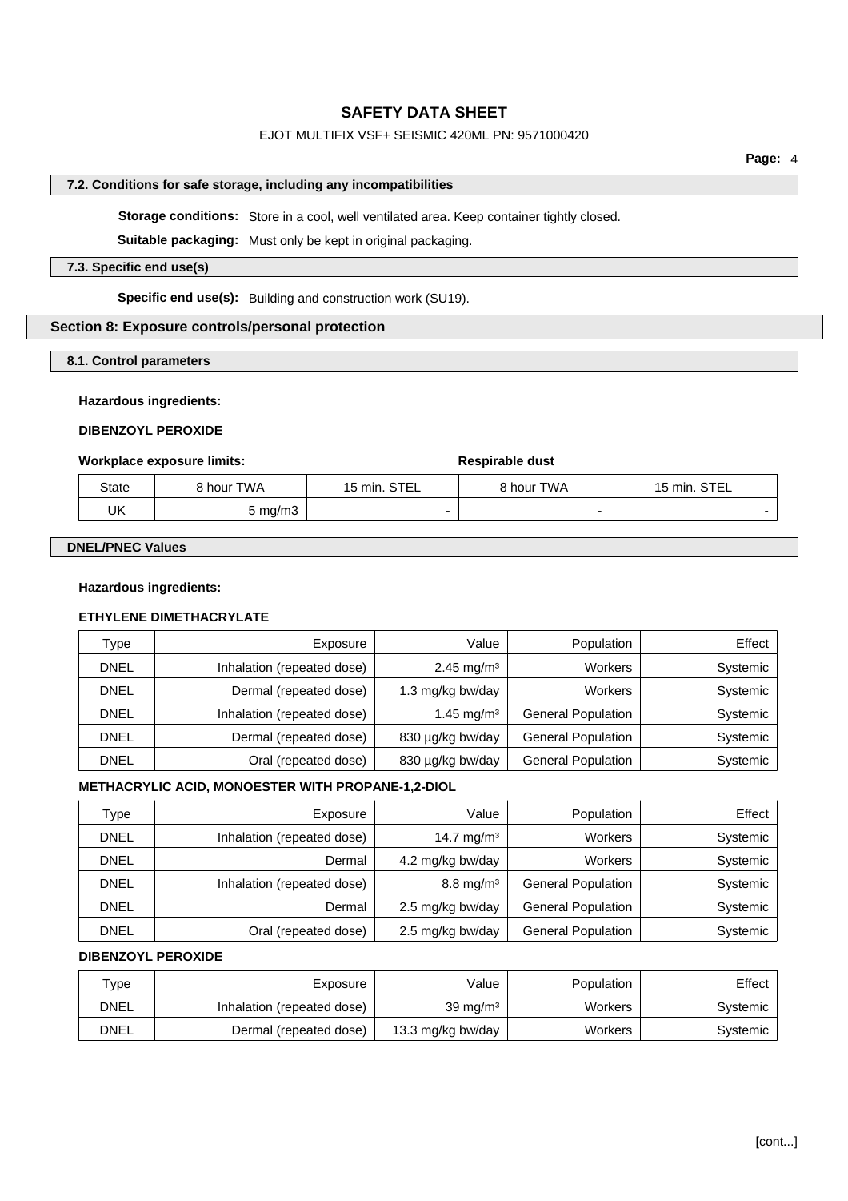### 7.2. Conditions for safe storage, including any incompatibilities

**Storage conditions:** Store in a cool, well ventilated area. Keep container tightly closed.

**Suitable packaging:** Must only be kept in original packaging.

### 7.3. Specific end use(s)

**Specific end use(s):** Building and construction work (SU19).

## Section 8: Exposure controls/personal protection

### 8.1. Control parameters

**Hazardous ingredients:**

**DIBENZOYL PEROXIDE**

**Workplace exposure limits:** **Respirable dust**

| State | 8 hour TWA | 15 min. STEL | 8 hour TWA | 15 min. STEL |
|---|---|---|---|---|
| UK | 5 mg/m3 | - | - | - |

### DNEL/PNEC Values

**Hazardous ingredients:**

**ETHYLENE DIMETHACRYLATE**

| Type | Exposure | Value | Population | Effect |
|---|---|---|---|---|
| DNEL | Inhalation (repeated dose) | 2.45 mg/m³ | Workers | Systemic |
| DNEL | Dermal (repeated dose) | 1.3 mg/kg bw/day | Workers | Systemic |
| DNEL | Inhalation (repeated dose) | 1.45 mg/m³ | General Population | Systemic |
| DNEL | Dermal (repeated dose) | 830 µg/kg bw/day | General Population | Systemic |
| DNEL | Oral (repeated dose) | 830 µg/kg bw/day | General Population | Systemic |

**METHACRYLIC ACID, MONOESTER WITH PROPANE-1,2-DIOL**

| Type | Exposure | Value | Population | Effect |
|---|---|---|---|---|
| DNEL | Inhalation (repeated dose) | 14.7 mg/m³ | Workers | Systemic |
| DNEL | Dermal | 4.2 mg/kg bw/day | Workers | Systemic |
| DNEL | Inhalation (repeated dose) | 8.8 mg/m³ | General Population | Systemic |
| DNEL | Dermal | 2.5 mg/kg bw/day | General Population | Systemic |
| DNEL | Oral (repeated dose) | 2.5 mg/kg bw/day | General Population | Systemic |

**DIBENZOYL PEROXIDE**

| Type | Exposure | Value | Population | Effect |
|---|---|---|---|---|
| DNEL | Inhalation (repeated dose) | 39 mg/m³ | Workers | Systemic |
| DNEL | Dermal (repeated dose) | 13.3 mg/kg bw/day | Workers | Systemic |

[cont...]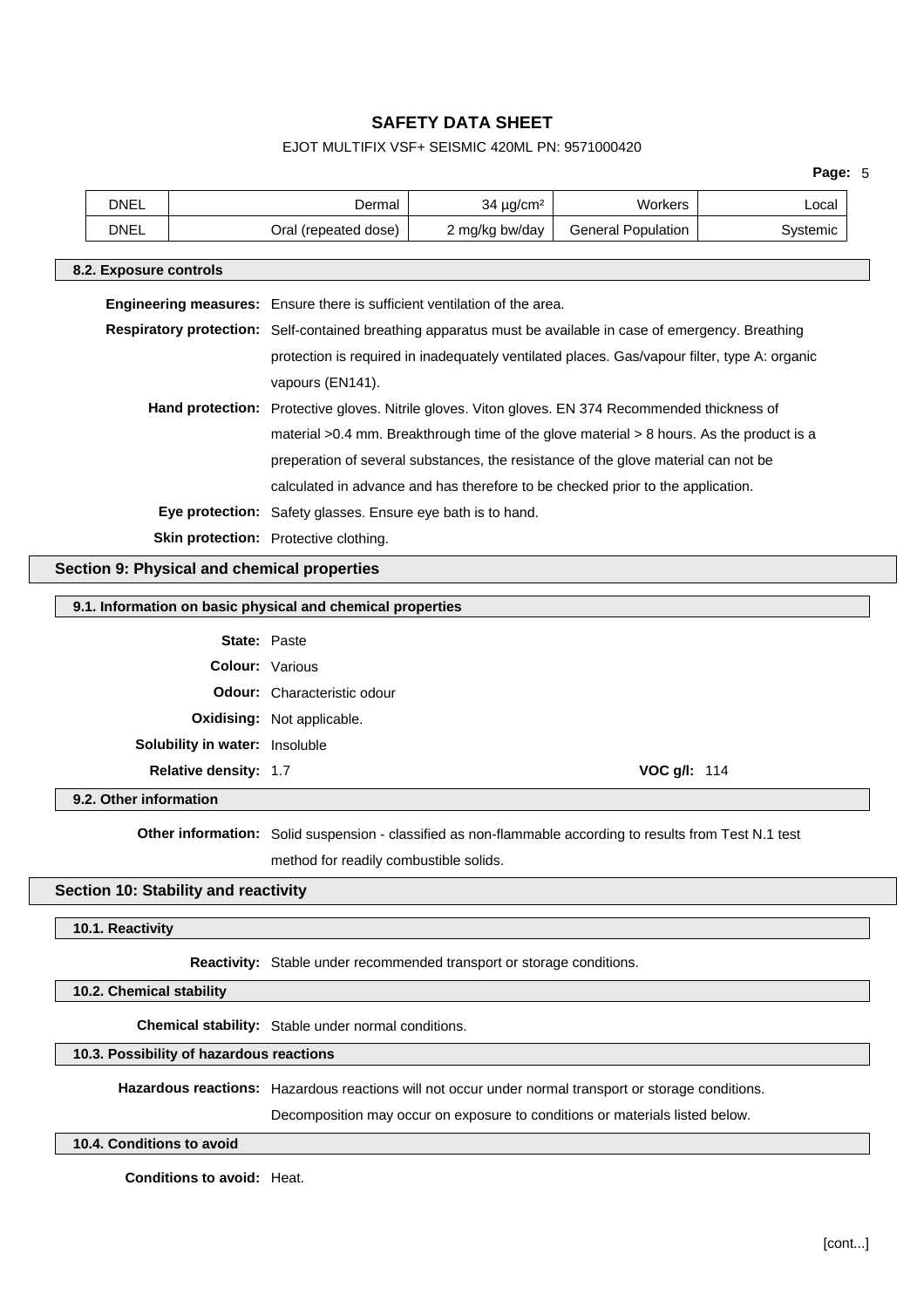| DNEL | Dermal | 34 µg/cm² | Workers | Local |
|---|---|---|---|---|
| DNEL | Oral (repeated dose) | 2 mg/kg bw/day | General Population | Systemic |

### 8.2. Exposure controls

**Engineering measures:** Ensure there is sufficient ventilation of the area.

**Respiratory protection:** Self-contained breathing apparatus must be available in case of emergency. Breathing protection is required in inadequately ventilated places. Gas/vapour filter, type A: organic vapours (EN141).

**Hand protection:** Protective gloves. Nitrile gloves. Viton gloves. EN 374 Recommended thickness of material >0.4 mm. Breakthrough time of the glove material > 8 hours. As the product is a preperation of several substances, the resistance of the glove material can not be calculated in advance and has therefore to be checked prior to the application.

**Eye protection:** Safety glasses. Ensure eye bath is to hand.

**Skin protection:** Protective clothing.

## Section 9: Physical and chemical properties

### 9.1. Information on basic physical and chemical properties

**State:** Paste

**Colour:** Various

**Odour:** Characteristic odour

**Oxidising:** Not applicable.

**Solubility in water:** Insoluble

**Relative density:** 1.7 **VOC g/l:** 114

### 9.2. Other information

**Other information:** Solid suspension - classified as non-flammable according to results from Test N.1 test method for readily combustible solids.

## Section 10: Stability and reactivity

### 10.1. Reactivity

**Reactivity:** Stable under recommended transport or storage conditions.

### 10.2. Chemical stability

**Chemical stability:** Stable under normal conditions.

### 10.3. Possibility of hazardous reactions

**Hazardous reactions:** Hazardous reactions will not occur under normal transport or storage conditions. Decomposition may occur on exposure to conditions or materials listed below.

### 10.4. Conditions to avoid

**Conditions to avoid:** Heat.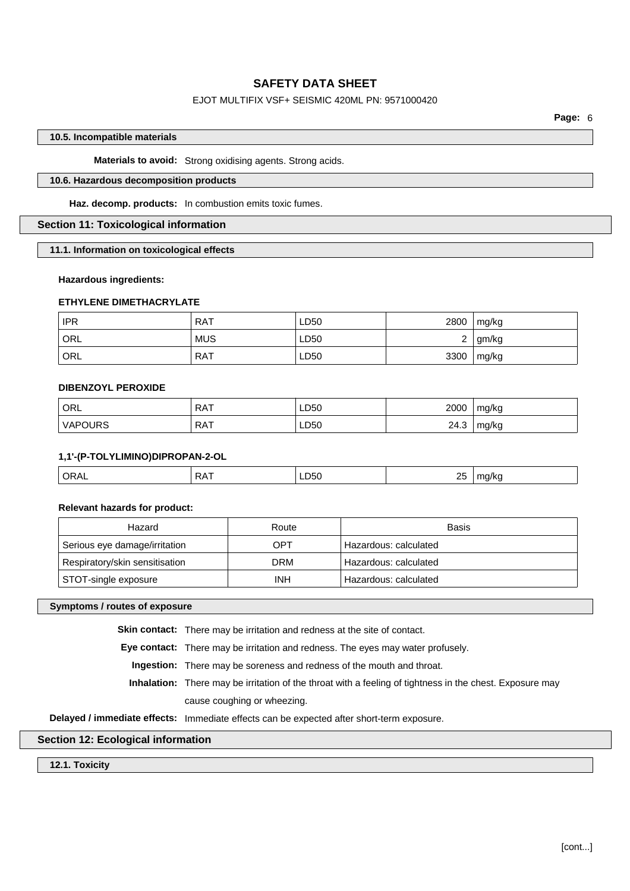### 10.5. Incompatible materials

**Materials to avoid:** Strong oxidising agents. Strong acids.

### 10.6. Hazardous decomposition products

**Haz. decomp. products:** In combustion emits toxic fumes.

## Section 11: Toxicological information

### 11.1. Information on toxicological effects

**Hazardous ingredients:**

**ETHYLENE DIMETHACRYLATE**

| | | | | |
|---|---|---|---|---|
| IPR | RAT | LD50 | 2800 | mg/kg |
| ORL | MUS | LD50 | 2 | gm/kg |
| ORL | RAT | LD50 | 3300 | mg/kg |

**DIBENZOYL PEROXIDE**

| | | | | |
|---|---|---|---|---|
| ORL | RAT | LD50 | 2000 | mg/kg |
| VAPOURS | RAT | LD50 | 24.3 | mg/kg |

**1,1'-(P-TOLYLIMINO)DIPROPAN-2-OL**

| | | | | |
|---|---|---|---|---|
| ORAL | RAT | LD50 | 25 | mg/kg |

**Relevant hazards for product:**

| Hazard | Route | Basis |
|---|---|---|
| Serious eye damage/irritation | OPT | Hazardous: calculated |
| Respiratory/skin sensitisation | DRM | Hazardous: calculated |
| STOT-single exposure | INH | Hazardous: calculated |

### Symptoms / routes of exposure

**Skin contact:** There may be irritation and redness at the site of contact.

**Eye contact:** There may be irritation and redness. The eyes may water profusely.

**Ingestion:** There may be soreness and redness of the mouth and throat.

**Inhalation:** There may be irritation of the throat with a feeling of tightness in the chest. Exposure may cause coughing or wheezing.

**Delayed / immediate effects:** Immediate effects can be expected after short-term exposure.

## Section 12: Ecological information

### 12.1. Toxicity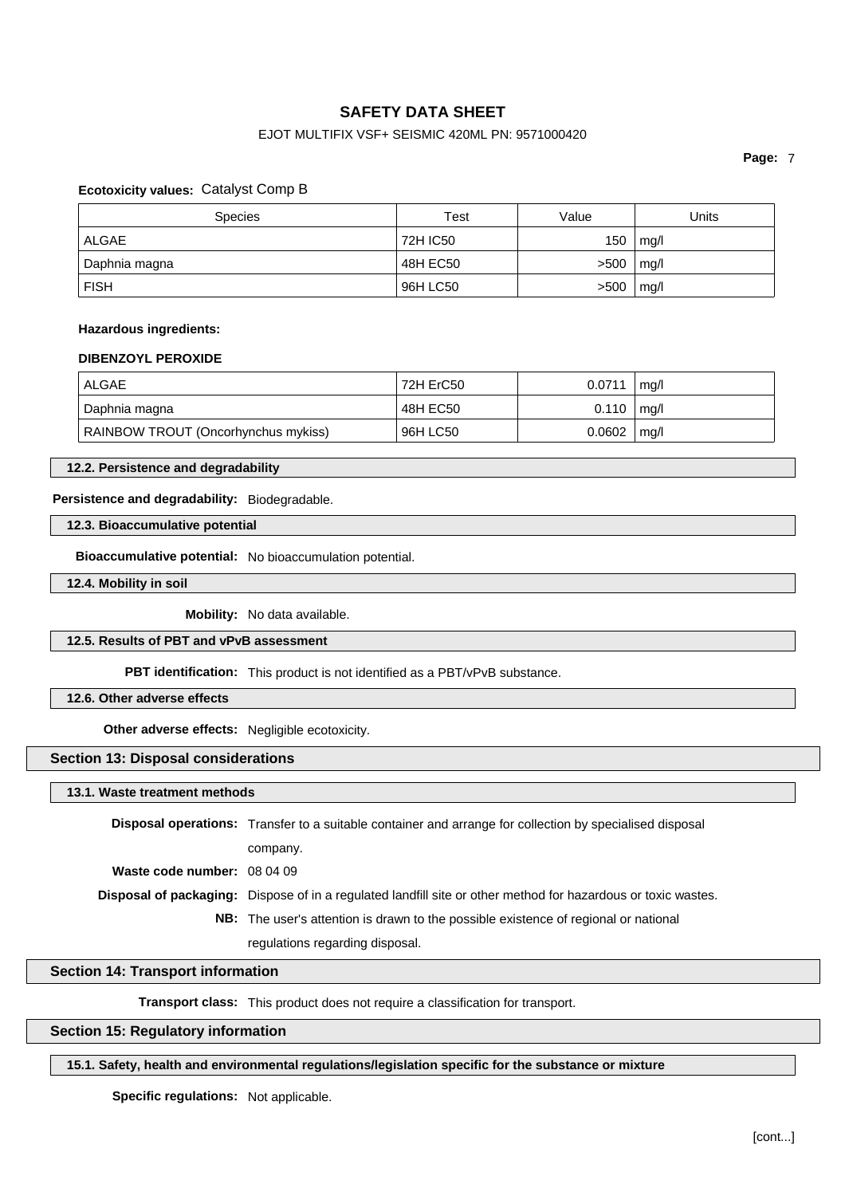**Ecotoxicity values:** Catalyst Comp B

| Species | Test | Value | Units |
|---|---|---|---|
| ALGAE | 72H IC50 | 150 | mg/l |
| Daphnia magna | 48H EC50 | >500 | mg/l |
| FISH | 96H LC50 | >500 | mg/l |

**Hazardous ingredients:**

**DIBENZOYL PEROXIDE**

| ALGAE | 72H ErC50 | 0.0711 | mg/l |
|---|---|---|---|
| Daphnia magna | 48H EC50 | 0.110 | mg/l |
| RAINBOW TROUT (Oncorhynchus mykiss) | 96H LC50 | 0.0602 | mg/l |

### 12.2. Persistence and degradability

**Persistence and degradability:** Biodegradable.

### 12.3. Bioaccumulative potential

**Bioaccumulative potential:** No bioaccumulation potential.

### 12.4. Mobility in soil

**Mobility:** No data available.

### 12.5. Results of PBT and vPvB assessment

**PBT identification:** This product is not identified as a PBT/vPvB substance.

### 12.6. Other adverse effects

**Other adverse effects:** Negligible ecotoxicity.

## Section 13: Disposal considerations

### 13.1. Waste treatment methods

**Disposal operations:** Transfer to a suitable container and arrange for collection by specialised disposal company.

**Waste code number:** 08 04 09

**Disposal of packaging:** Dispose of in a regulated landfill site or other method for hazardous or toxic wastes.

**NB:** The user's attention is drawn to the possible existence of regional or national regulations regarding disposal.

## Section 14: Transport information

**Transport class:** This product does not require a classification for transport.

## Section 15: Regulatory information

### 15.1. Safety, health and environmental regulations/legislation specific for the substance or mixture

**Specific regulations:** Not applicable.

[cont...]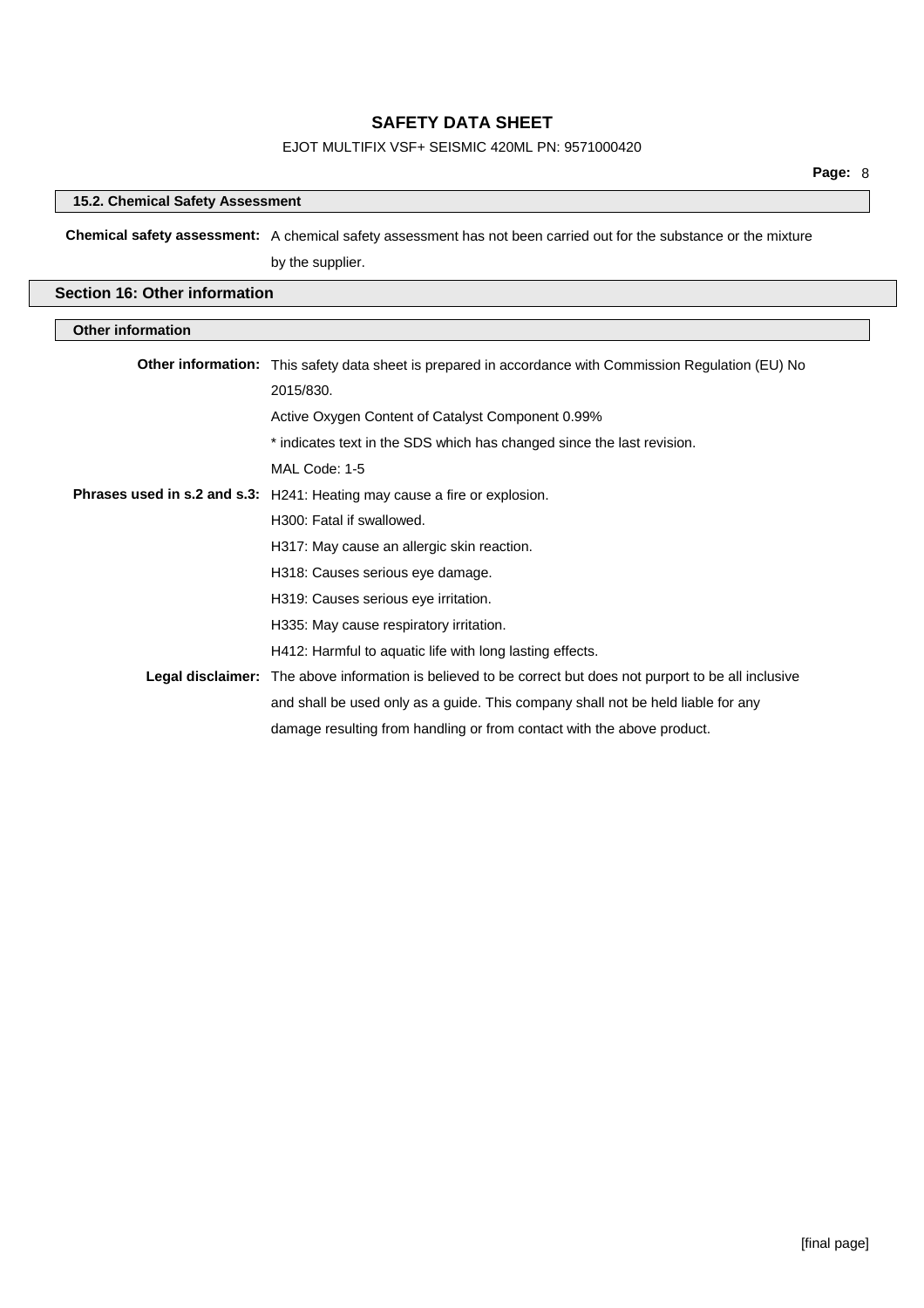### 15.2. Chemical Safety Assessment

**Chemical safety assessment:** A chemical safety assessment has not been carried out for the substance or the mixture by the supplier.

## Section 16: Other information

### Other information

**Other information:** This safety data sheet is prepared in accordance with Commission Regulation (EU) No 2015/830.

Active Oxygen Content of Catalyst Component 0.99%

* indicates text in the SDS which has changed since the last revision.

MAL Code: 1-5

**Phrases used in s.2 and s.3:** H241: Heating may cause a fire or explosion.

H300: Fatal if swallowed.

H317: May cause an allergic skin reaction.

H318: Causes serious eye damage.

H319: Causes serious eye irritation.

H335: May cause respiratory irritation.

H412: Harmful to aquatic life with long lasting effects.

**Legal disclaimer:** The above information is believed to be correct but does not purport to be all inclusive and shall be used only as a guide. This company shall not be held liable for any damage resulting from handling or from contact with the above product.